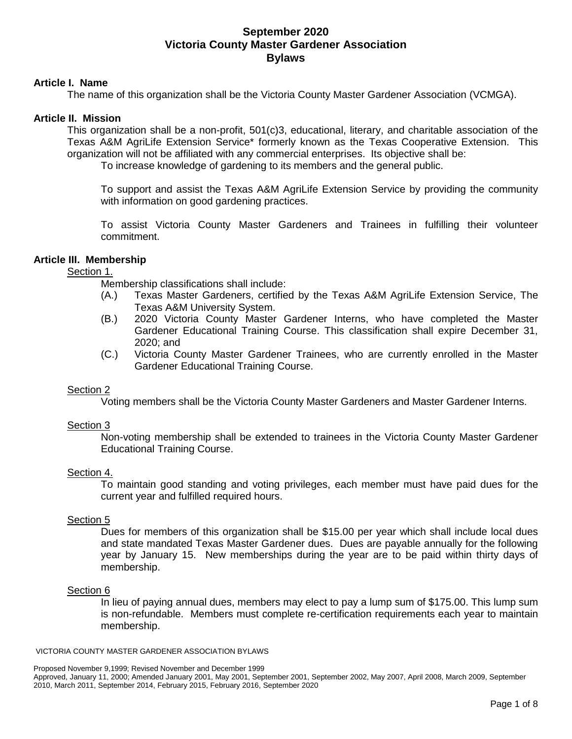# September 2020
# Victoria County Master Gardener Association
# Bylaws

## Article I. Name

The name of this organization shall be the Victoria County Master Gardener Association (VCMGA).

## Article II. Mission

This organization shall be a non-profit, 501(c)3, educational, literary, and charitable association of the Texas A&M AgriLife Extension Service* formerly known as the Texas Cooperative Extension. This organization will not be affiliated with any commercial enterprises. Its objective shall be:

To increase knowledge of gardening to its members and the general public.

To support and assist the Texas A&M AgriLife Extension Service by providing the community with information on good gardening practices.

To assist Victoria County Master Gardeners and Trainees in fulfilling their volunteer commitment.

## Article III. Membership

Section 1.

Membership classifications shall include:

(A.) Texas Master Gardeners, certified by the Texas A&M AgriLife Extension Service, The Texas A&M University System.

(B.) 2020 Victoria County Master Gardener Interns, who have completed the Master Gardener Educational Training Course. This classification shall expire December 31, 2020; and

(C.) Victoria County Master Gardener Trainees, who are currently enrolled in the Master Gardener Educational Training Course.

Section 2

Voting members shall be the Victoria County Master Gardeners and Master Gardener Interns.

Section 3

Non-voting membership shall be extended to trainees in the Victoria County Master Gardener Educational Training Course.

Section 4.

To maintain good standing and voting privileges, each member must have paid dues for the current year and fulfilled required hours.

Section 5

Dues for members of this organization shall be $15.00 per year which shall include local dues and state mandated Texas Master Gardener dues. Dues are payable annually for the following year by January 15. New memberships during the year are to be paid within thirty days of membership.

Section 6

In lieu of paying annual dues, members may elect to pay a lump sum of $175.00. This lump sum is non-refundable. Members must complete re-certification requirements each year to maintain membership.

Proposed November 9,1999; Revised November and December 1999
Approved, January 11, 2000; Amended January 2001, May 2001, September 2001, September 2002, May 2007, April 2008, March 2009, September 2010, March 2011, September 2014, February 2015, February 2016, September 2020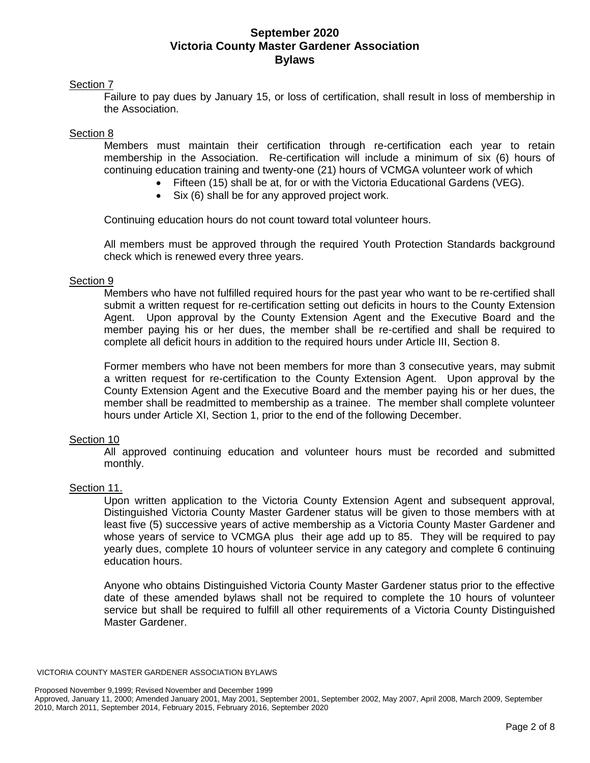#### Section 7

Failure to pay dues by January 15, or loss of certification, shall result in loss of membership in the Association.

#### Section 8

Members must maintain their certification through re-certification each year to retain membership in the Association. Re-certification will include a minimum of six (6) hours of continuing education training and twenty-one (21) hours of VCMGA volunteer work of which

- Fifteen (15) shall be at, for or with the Victoria Educational Gardens (VEG).
- Six (6) shall be for any approved project work.

Continuing education hours do not count toward total volunteer hours.

All members must be approved through the required Youth Protection Standards background check which is renewed every three years.

#### Section 9

Members who have not fulfilled required hours for the past year who want to be re-certified shall submit a written request for re-certification setting out deficits in hours to the County Extension Agent. Upon approval by the County Extension Agent and the Executive Board and the member paying his or her dues, the member shall be re-certified and shall be required to complete all deficit hours in addition to the required hours under Article III, Section 8.

Former members who have not been members for more than 3 consecutive years, may submit a written request for re-certification to the County Extension Agent. Upon approval by the County Extension Agent and the Executive Board and the member paying his or her dues, the member shall be readmitted to membership as a trainee. The member shall complete volunteer hours under Article XI, Section 1, prior to the end of the following December.

#### Section 10

All approved continuing education and volunteer hours must be recorded and submitted monthly.

#### Section 11.

Upon written application to the Victoria County Extension Agent and subsequent approval, Distinguished Victoria County Master Gardener status will be given to those members with at least five (5) successive years of active membership as a Victoria County Master Gardener and whose years of service to VCMGA plus their age add up to 85. They will be required to pay yearly dues, complete 10 hours of volunteer service in any category and complete 6 continuing education hours.

Anyone who obtains Distinguished Victoria County Master Gardener status prior to the effective date of these amended bylaws shall not be required to complete the 10 hours of volunteer service but shall be required to fulfill all other requirements of a Victoria County Distinguished Master Gardener.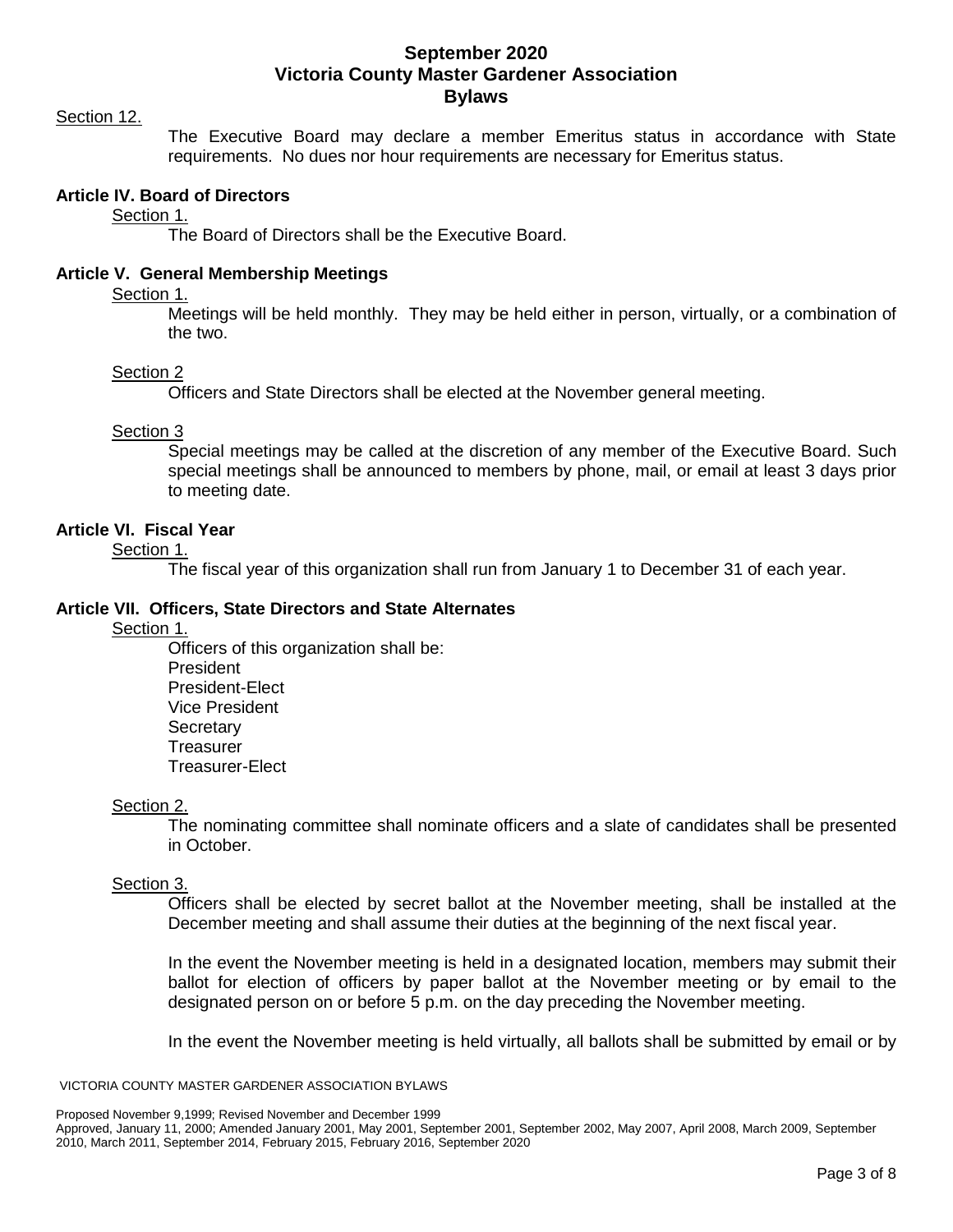Section 12.

The Executive Board may declare a member Emeritus status in accordance with State requirements. No dues nor hour requirements are necessary for Emeritus status.

## Article IV. Board of Directors

Section 1.

The Board of Directors shall be the Executive Board.

## Article V. General Membership Meetings

Section 1.

Meetings will be held monthly. They may be held either in person, virtually, or a combination of the two.

Section 2

Officers and State Directors shall be elected at the November general meeting.

Section 3

Special meetings may be called at the discretion of any member of the Executive Board. Such special meetings shall be announced to members by phone, mail, or email at least 3 days prior to meeting date.

## Article VI. Fiscal Year

Section 1.

The fiscal year of this organization shall run from January 1 to December 31 of each year.

## Article VII. Officers, State Directors and State Alternates

Section 1.

Officers of this organization shall be:
President
President-Elect
Vice President
Secretary
Treasurer
Treasurer-Elect

Section 2.

The nominating committee shall nominate officers and a slate of candidates shall be presented in October.

Section 3.

Officers shall be elected by secret ballot at the November meeting, shall be installed at the December meeting and shall assume their duties at the beginning of the next fiscal year.

In the event the November meeting is held in a designated location, members may submit their ballot for election of officers by paper ballot at the November meeting or by email to the designated person on or before 5 p.m. on the day preceding the November meeting.

In the event the November meeting is held virtually, all ballots shall be submitted by email or by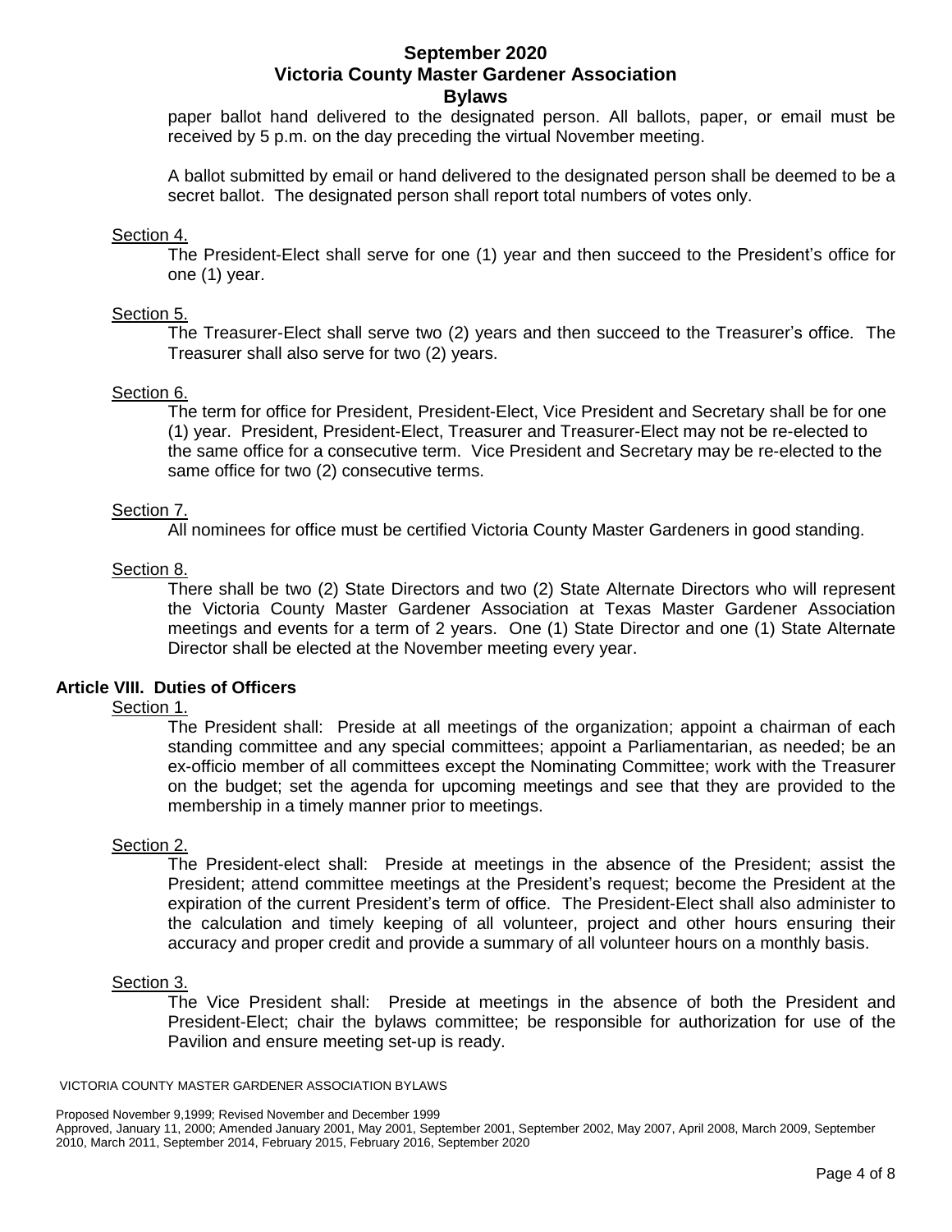paper ballot hand delivered to the designated person. All ballots, paper, or email must be received by 5 p.m. on the day preceding the virtual November meeting.

A ballot submitted by email or hand delivered to the designated person shall be deemed to be a secret ballot. The designated person shall report total numbers of votes only.

Section 4.

The President-Elect shall serve for one (1) year and then succeed to the President's office for one (1) year.

Section 5.

The Treasurer-Elect shall serve two (2) years and then succeed to the Treasurer's office. The Treasurer shall also serve for two (2) years.

Section 6.

The term for office for President, President-Elect, Vice President and Secretary shall be for one (1) year. President, President-Elect, Treasurer and Treasurer-Elect may not be re-elected to the same office for a consecutive term. Vice President and Secretary may be re-elected to the same office for two (2) consecutive terms.

Section 7.

All nominees for office must be certified Victoria County Master Gardeners in good standing.

Section 8.

There shall be two (2) State Directors and two (2) State Alternate Directors who will represent the Victoria County Master Gardener Association at Texas Master Gardener Association meetings and events for a term of 2 years. One (1) State Director and one (1) State Alternate Director shall be elected at the November meeting every year.

## Article VIII. Duties of Officers

Section 1.

The President shall: Preside at all meetings of the organization; appoint a chairman of each standing committee and any special committees; appoint a Parliamentarian, as needed; be an ex-officio member of all committees except the Nominating Committee; work with the Treasurer on the budget; set the agenda for upcoming meetings and see that they are provided to the membership in a timely manner prior to meetings.

Section 2.

The President-elect shall: Preside at meetings in the absence of the President; assist the President; attend committee meetings at the President's request; become the President at the expiration of the current President's term of office. The President-Elect shall also administer to the calculation and timely keeping of all volunteer, project and other hours ensuring their accuracy and proper credit and provide a summary of all volunteer hours on a monthly basis.

Section 3.

The Vice President shall: Preside at meetings in the absence of both the President and President-Elect; chair the bylaws committee; be responsible for authorization for use of the Pavilion and ensure meeting set-up is ready.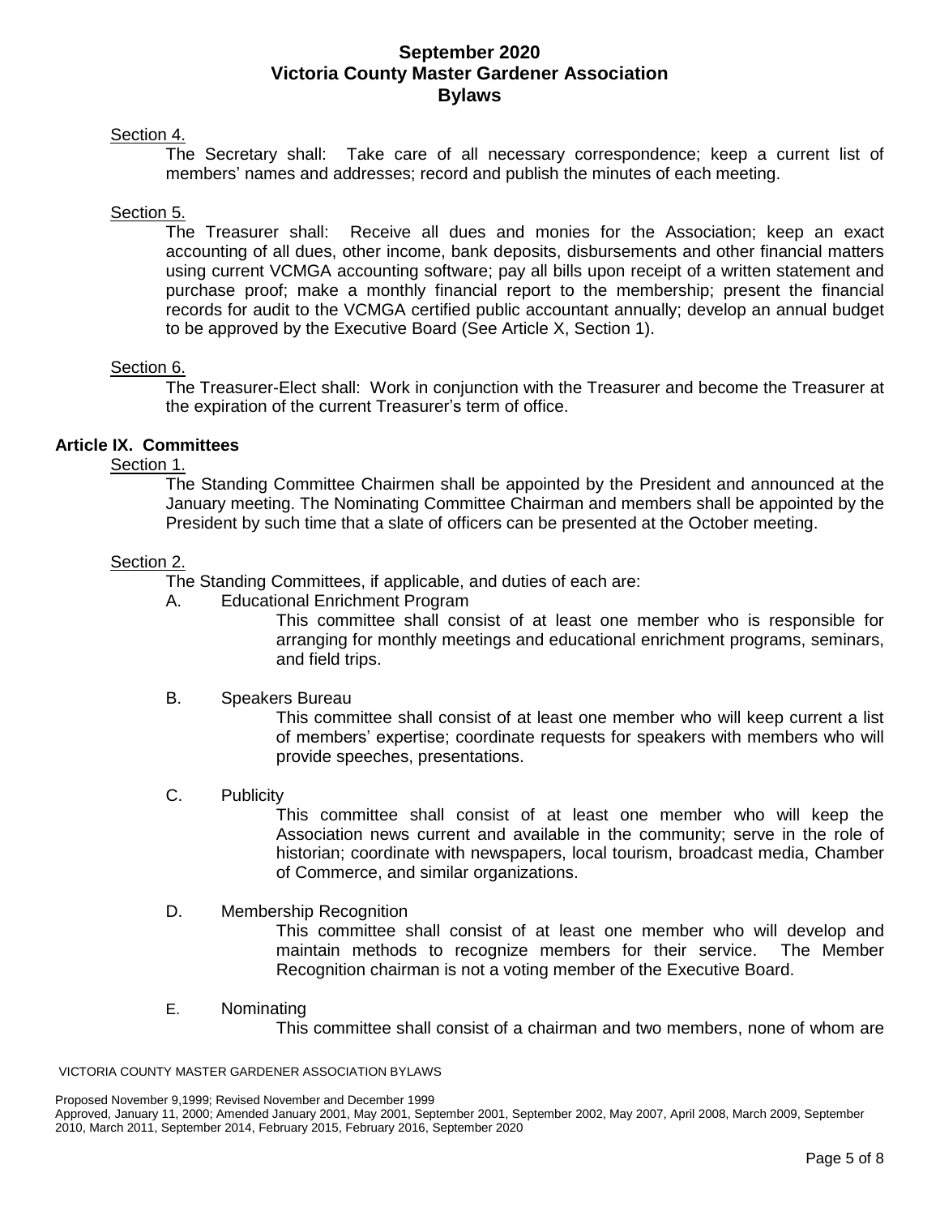Section 4.

The Secretary shall: Take care of all necessary correspondence; keep a current list of members' names and addresses; record and publish the minutes of each meeting.

Section 5.

The Treasurer shall: Receive all dues and monies for the Association; keep an exact accounting of all dues, other income, bank deposits, disbursements and other financial matters using current VCMGA accounting software; pay all bills upon receipt of a written statement and purchase proof; make a monthly financial report to the membership; present the financial records for audit to the VCMGA certified public accountant annually; develop an annual budget to be approved by the Executive Board (See Article X, Section 1).

Section 6.

The Treasurer-Elect shall: Work in conjunction with the Treasurer and become the Treasurer at the expiration of the current Treasurer's term of office.

## Article IX. Committees

Section 1.

The Standing Committee Chairmen shall be appointed by the President and announced at the January meeting. The Nominating Committee Chairman and members shall be appointed by the President by such time that a slate of officers can be presented at the October meeting.

Section 2.

The Standing Committees, if applicable, and duties of each are:

A. Educational Enrichment Program

This committee shall consist of at least one member who is responsible for arranging for monthly meetings and educational enrichment programs, seminars, and field trips.

B. Speakers Bureau

This committee shall consist of at least one member who will keep current a list of members' expertise; coordinate requests for speakers with members who will provide speeches, presentations.

C. Publicity

This committee shall consist of at least one member who will keep the Association news current and available in the community; serve in the role of historian; coordinate with newspapers, local tourism, broadcast media, Chamber of Commerce, and similar organizations.

D. Membership Recognition

This committee shall consist of at least one member who will develop and maintain methods to recognize members for their service. The Member Recognition chairman is not a voting member of the Executive Board.

E. Nominating

This committee shall consist of a chairman and two members, none of whom are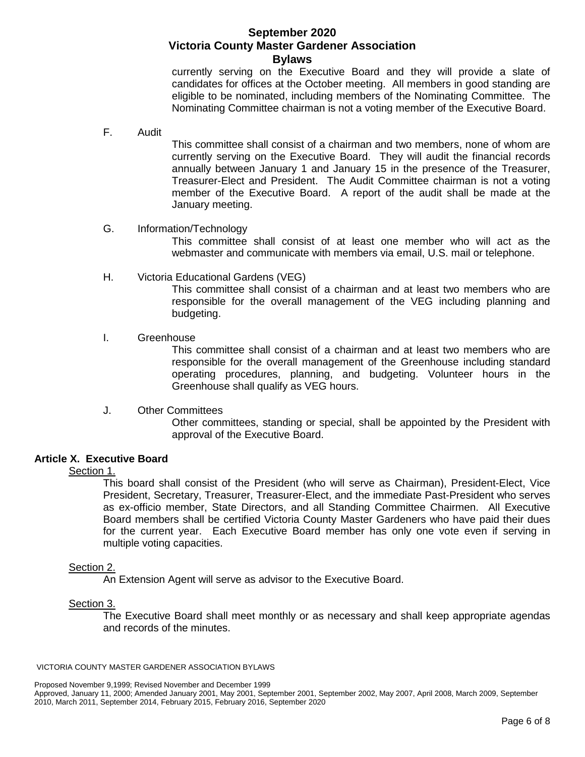currently serving on the Executive Board and they will provide a slate of candidates for offices at the October meeting. All members in good standing are eligible to be nominated, including members of the Nominating Committee. The Nominating Committee chairman is not a voting member of the Executive Board.

F. Audit

This committee shall consist of a chairman and two members, none of whom are currently serving on the Executive Board. They will audit the financial records annually between January 1 and January 15 in the presence of the Treasurer, Treasurer-Elect and President. The Audit Committee chairman is not a voting member of the Executive Board. A report of the audit shall be made at the January meeting.

G. Information/Technology

This committee shall consist of at least one member who will act as the webmaster and communicate with members via email, U.S. mail or telephone.

H. Victoria Educational Gardens (VEG)

This committee shall consist of a chairman and at least two members who are responsible for the overall management of the VEG including planning and budgeting.

I. Greenhouse

This committee shall consist of a chairman and at least two members who are responsible for the overall management of the Greenhouse including standard operating procedures, planning, and budgeting. Volunteer hours in the Greenhouse shall qualify as VEG hours.

J. Other Committees

Other committees, standing or special, shall be appointed by the President with approval of the Executive Board.

## Article X. Executive Board

Section 1.

This board shall consist of the President (who will serve as Chairman), President-Elect, Vice President, Secretary, Treasurer, Treasurer-Elect, and the immediate Past-President who serves as ex-officio member, State Directors, and all Standing Committee Chairmen. All Executive Board members shall be certified Victoria County Master Gardeners who have paid their dues for the current year. Each Executive Board member has only one vote even if serving in multiple voting capacities.

Section 2.

An Extension Agent will serve as advisor to the Executive Board.

Section 3.

The Executive Board shall meet monthly or as necessary and shall keep appropriate agendas and records of the minutes.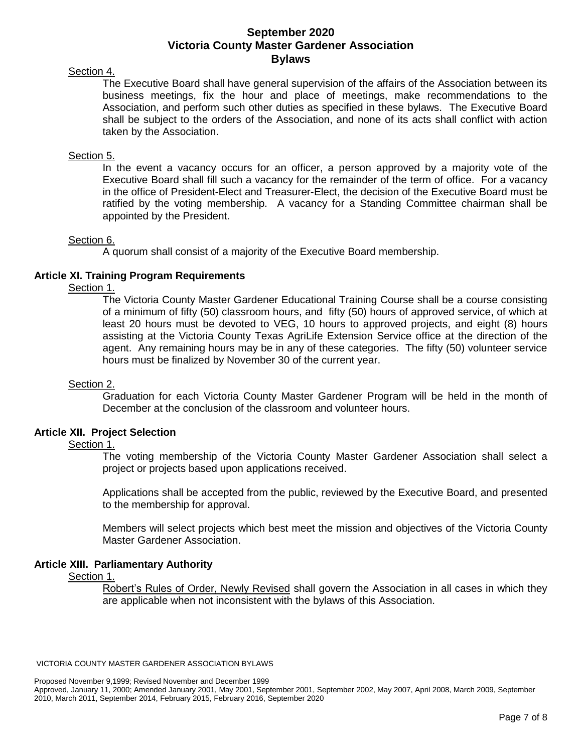Section 4.

The Executive Board shall have general supervision of the affairs of the Association between its business meetings, fix the hour and place of meetings, make recommendations to the Association, and perform such other duties as specified in these bylaws. The Executive Board shall be subject to the orders of the Association, and none of its acts shall conflict with action taken by the Association.

Section 5.

In the event a vacancy occurs for an officer, a person approved by a majority vote of the Executive Board shall fill such a vacancy for the remainder of the term of office. For a vacancy in the office of President-Elect and Treasurer-Elect, the decision of the Executive Board must be ratified by the voting membership. A vacancy for a Standing Committee chairman shall be appointed by the President.

Section 6.

A quorum shall consist of a majority of the Executive Board membership.

## Article XI. Training Program Requirements

Section 1.

The Victoria County Master Gardener Educational Training Course shall be a course consisting of a minimum of fifty (50) classroom hours, and fifty (50) hours of approved service, of which at least 20 hours must be devoted to VEG, 10 hours to approved projects, and eight (8) hours assisting at the Victoria County Texas AgriLife Extension Service office at the direction of the agent. Any remaining hours may be in any of these categories. The fifty (50) volunteer service hours must be finalized by November 30 of the current year.

Section 2.

Graduation for each Victoria County Master Gardener Program will be held in the month of December at the conclusion of the classroom and volunteer hours.

## Article XII. Project Selection

Section 1.

The voting membership of the Victoria County Master Gardener Association shall select a project or projects based upon applications received.

Applications shall be accepted from the public, reviewed by the Executive Board, and presented to the membership for approval.

Members will select projects which best meet the mission and objectives of the Victoria County Master Gardener Association.

## Article XIII. Parliamentary Authority

Section 1.

Robert's Rules of Order, Newly Revised shall govern the Association in all cases in which they are applicable when not inconsistent with the bylaws of this Association.

VICTORIA COUNTY MASTER GARDENER ASSOCIATION BYLAWS

Proposed November 9,1999; Revised November and December 1999
Approved, January 11, 2000; Amended January 2001, May 2001, September 2001, September 2002, May 2007, April 2008, March 2009, September 2010, March 2011, September 2014, February 2015, February 2016, September 2020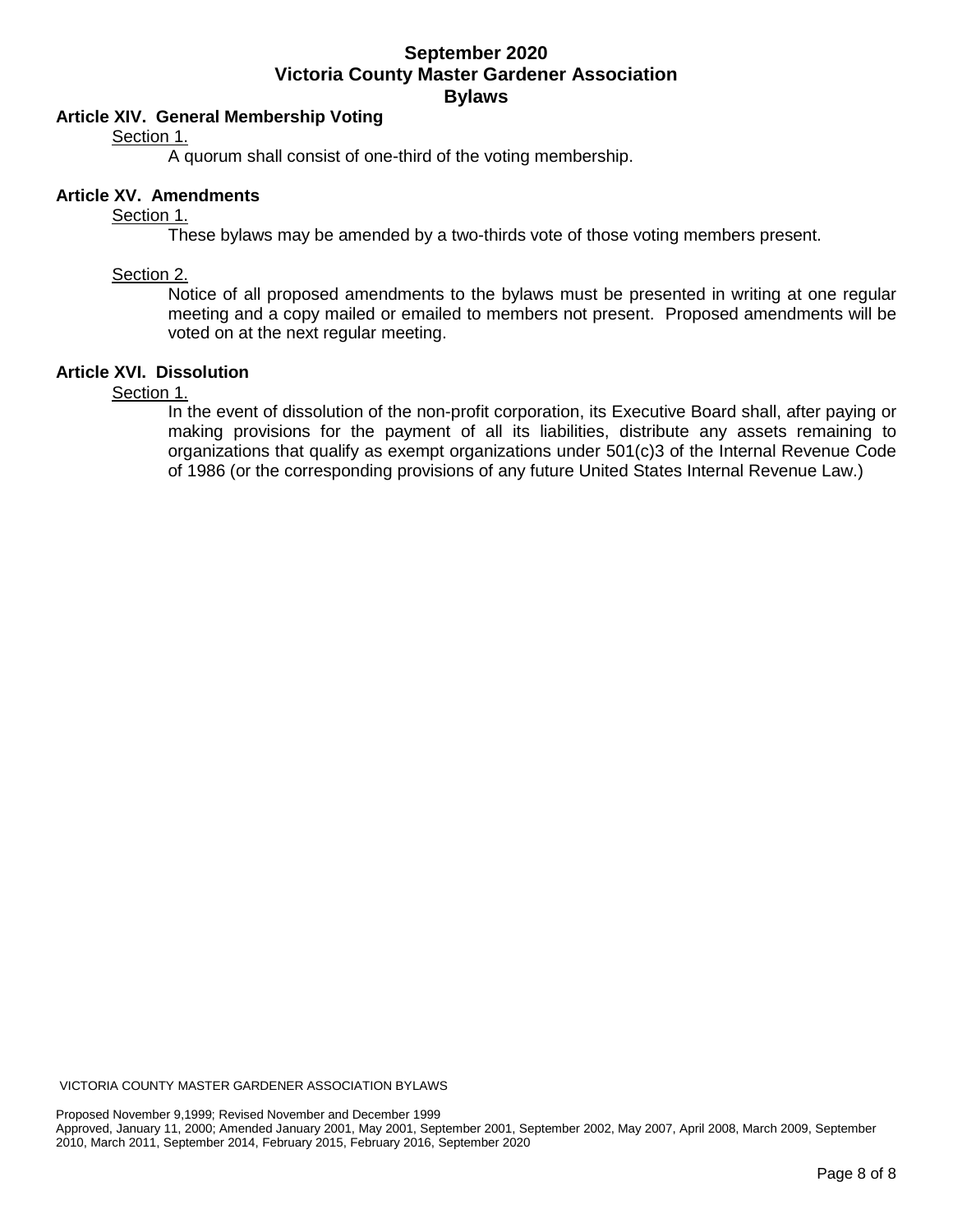### Article XIV. General Membership Voting

Section 1.

A quorum shall consist of one-third of the voting membership.

### Article XV. Amendments

Section 1.

These bylaws may be amended by a two-thirds vote of those voting members present.

Section 2.

Notice of all proposed amendments to the bylaws must be presented in writing at one regular meeting and a copy mailed or emailed to members not present. Proposed amendments will be voted on at the next regular meeting.

### Article XVI. Dissolution

Section 1.

In the event of dissolution of the non-profit corporation, its Executive Board shall, after paying or making provisions for the payment of all its liabilities, distribute any assets remaining to organizations that qualify as exempt organizations under 501(c)3 of the Internal Revenue Code of 1986 (or the corresponding provisions of any future United States Internal Revenue Law.)

VICTORIA COUNTY MASTER GARDENER ASSOCIATION BYLAWS

Proposed November 9,1999; Revised November and December 1999
Approved, January 11, 2000; Amended January 2001, May 2001, September 2001, September 2002, May 2007, April 2008, March 2009, September 2010, March 2011, September 2014, February 2015, February 2016, September 2020